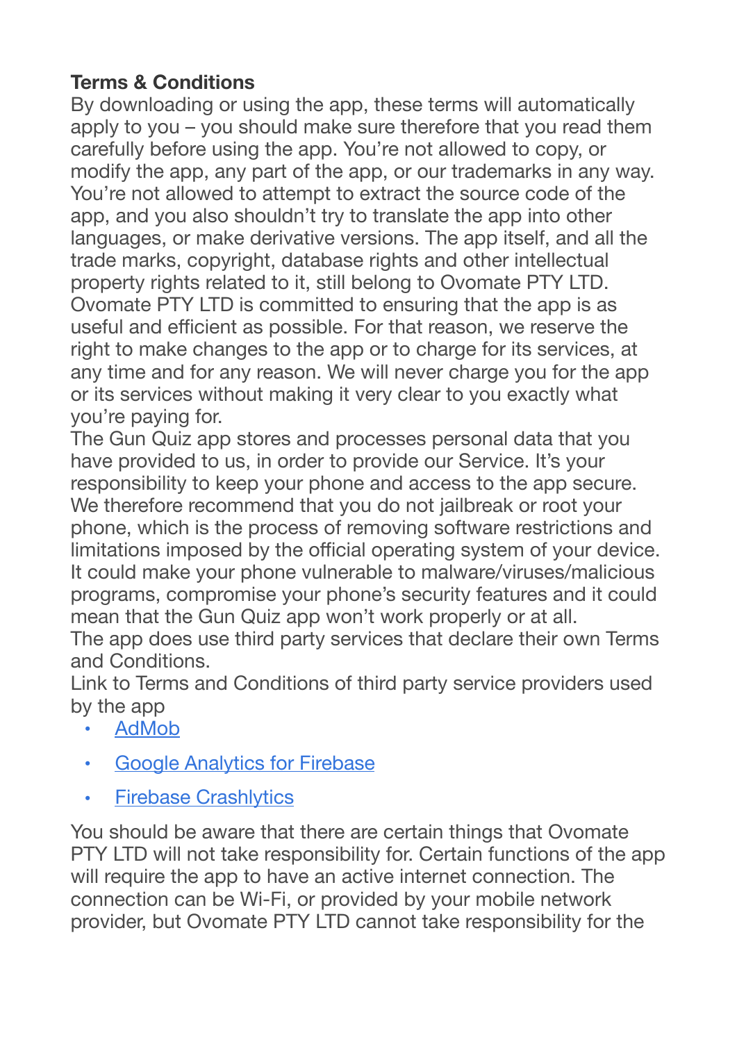**Terms & Conditions**

By downloading or using the app, these terms will automatically apply to you – you should make sure therefore that you read them carefully before using the app. You're not allowed to copy, or modify the app, any part of the app, or our trademarks in any way. You're not allowed to attempt to extract the source code of the app, and you also shouldn't try to translate the app into other languages, or make derivative versions. The app itself, and all the trade marks, copyright, database rights and other intellectual property rights related to it, still belong to Ovomate PTY LTD.

Ovomate PTY LTD is committed to ensuring that the app is as useful and efficient as possible. For that reason, we reserve the right to make changes to the app or to charge for its services, at any time and for any reason. We will never charge you for the app or its services without making it very clear to you exactly what you're paying for.

The Gun Quiz app stores and processes personal data that you have provided to us, in order to provide our Service. It's your responsibility to keep your phone and access to the app secure. We therefore recommend that you do not jailbreak or root your phone, which is the process of removing software restrictions and limitations imposed by the official operating system of your device. It could make your phone vulnerable to malware/viruses/malicious programs, compromise your phone's security features and it could mean that the Gun Quiz app won't work properly or at all.

The app does use third party services that declare their own Terms and Conditions.

Link to Terms and Conditions of third party service providers used by the app

- AdMob
- Google Analytics for Firebase
- Firebase Crashlytics

You should be aware that there are certain things that Ovomate PTY LTD will not take responsibility for. Certain functions of the app will require the app to have an active internet connection. The connection can be Wi-Fi, or provided by your mobile network provider, but Ovomate PTY LTD cannot take responsibility for the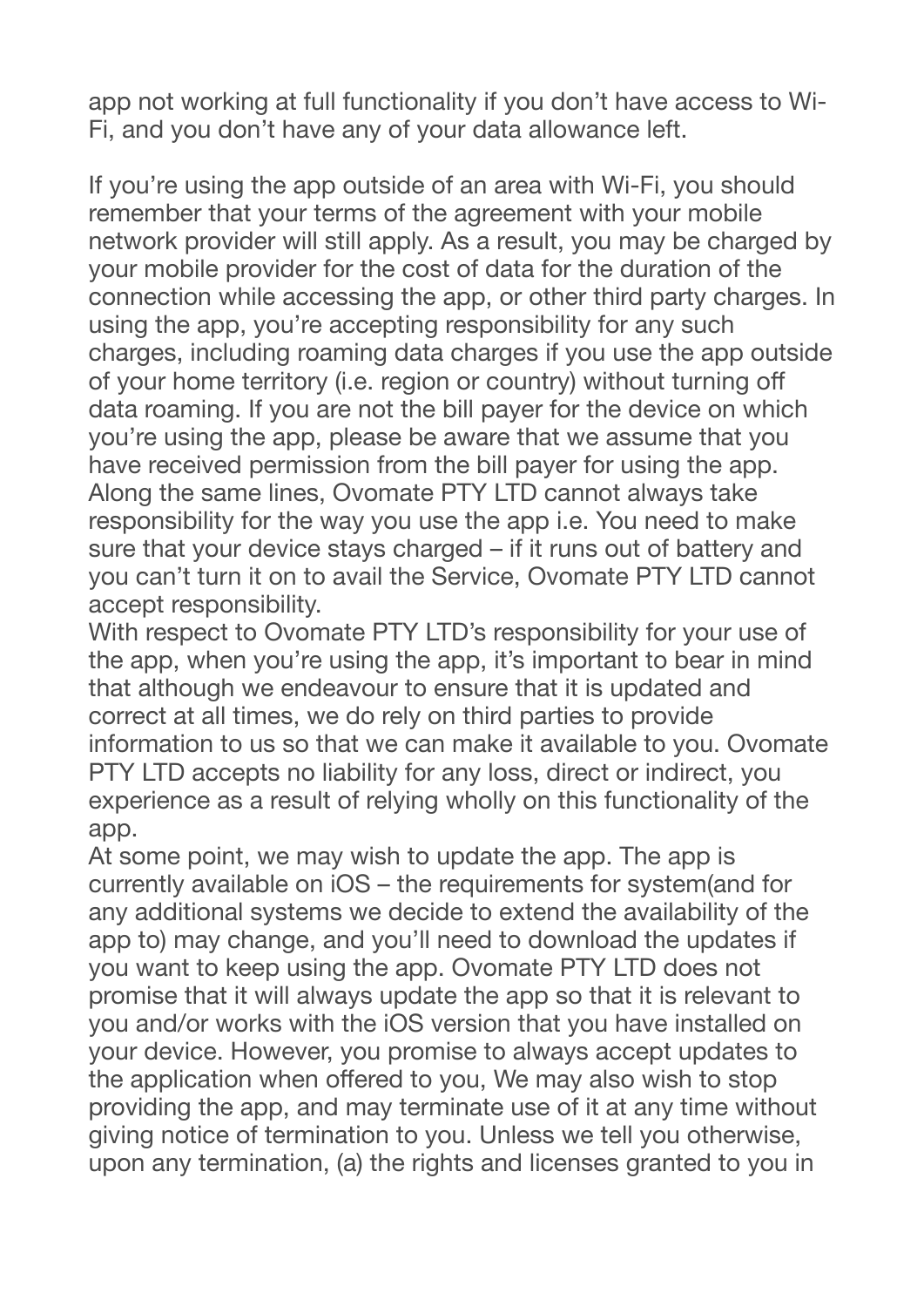app not working at full functionality if you don't have access to Wi-Fi, and you don't have any of your data allowance left.

If you're using the app outside of an area with Wi-Fi, you should remember that your terms of the agreement with your mobile network provider will still apply. As a result, you may be charged by your mobile provider for the cost of data for the duration of the connection while accessing the app, or other third party charges. In using the app, you're accepting responsibility for any such charges, including roaming data charges if you use the app outside of your home territory (i.e. region or country) without turning off data roaming. If you are not the bill payer for the device on which you're using the app, please be aware that we assume that you have received permission from the bill payer for using the app. Along the same lines, Ovomate PTY LTD cannot always take responsibility for the way you use the app i.e. You need to make sure that your device stays charged – if it runs out of battery and you can't turn it on to avail the Service, Ovomate PTY LTD cannot accept responsibility.

With respect to Ovomate PTY LTD's responsibility for your use of the app, when you're using the app, it's important to bear in mind that although we endeavour to ensure that it is updated and correct at all times, we do rely on third parties to provide information to us so that we can make it available to you. Ovomate PTY LTD accepts no liability for any loss, direct or indirect, you experience as a result of relying wholly on this functionality of the app.

At some point, we may wish to update the app. The app is currently available on iOS – the requirements for system(and for any additional systems we decide to extend the availability of the app to) may change, and you'll need to download the updates if you want to keep using the app. Ovomate PTY LTD does not promise that it will always update the app so that it is relevant to you and/or works with the iOS version that you have installed on your device. However, you promise to always accept updates to the application when offered to you, We may also wish to stop providing the app, and may terminate use of it at any time without giving notice of termination to you. Unless we tell you otherwise, upon any termination, (a) the rights and licenses granted to you in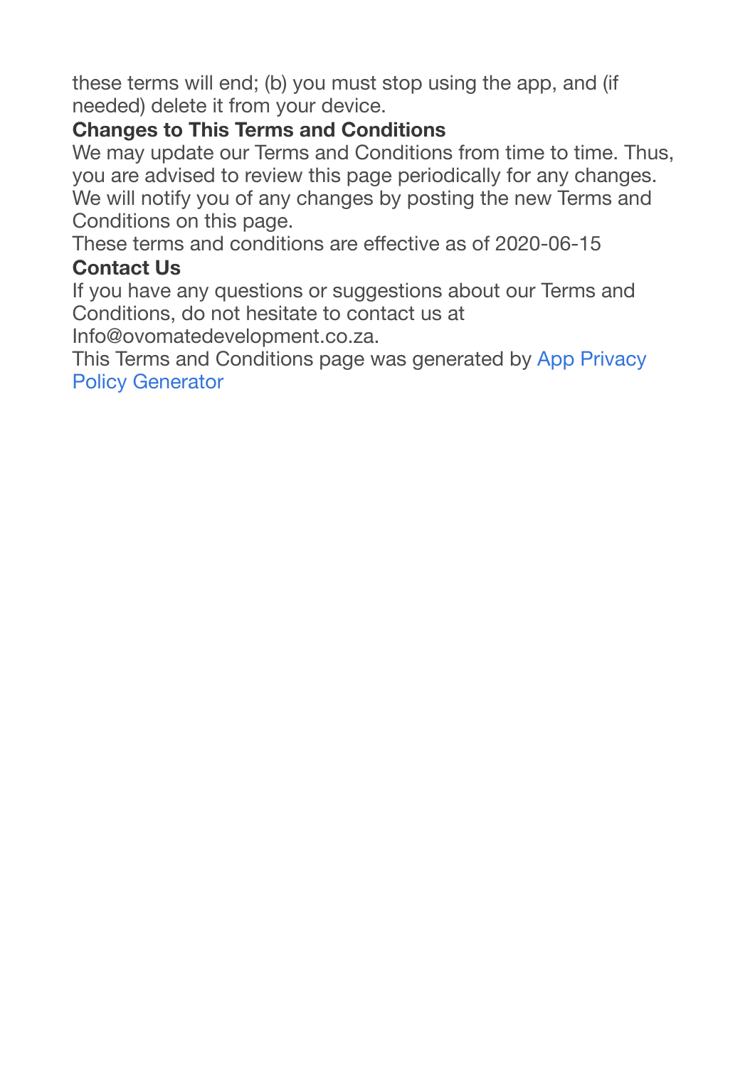these terms will end; (b) you must stop using the app, and (if needed) delete it from your device.

**Changes to This Terms and Conditions**

We may update our Terms and Conditions from time to time. Thus, you are advised to review this page periodically for any changes. We will notify you of any changes by posting the new Terms and Conditions on this page.

These terms and conditions are effective as of 2020-06-15

**Contact Us**

If you have any questions or suggestions about our Terms and Conditions, do not hesitate to contact us at Info@ovomatedevelopment.co.za.

This Terms and Conditions page was generated by App Privacy Policy Generator